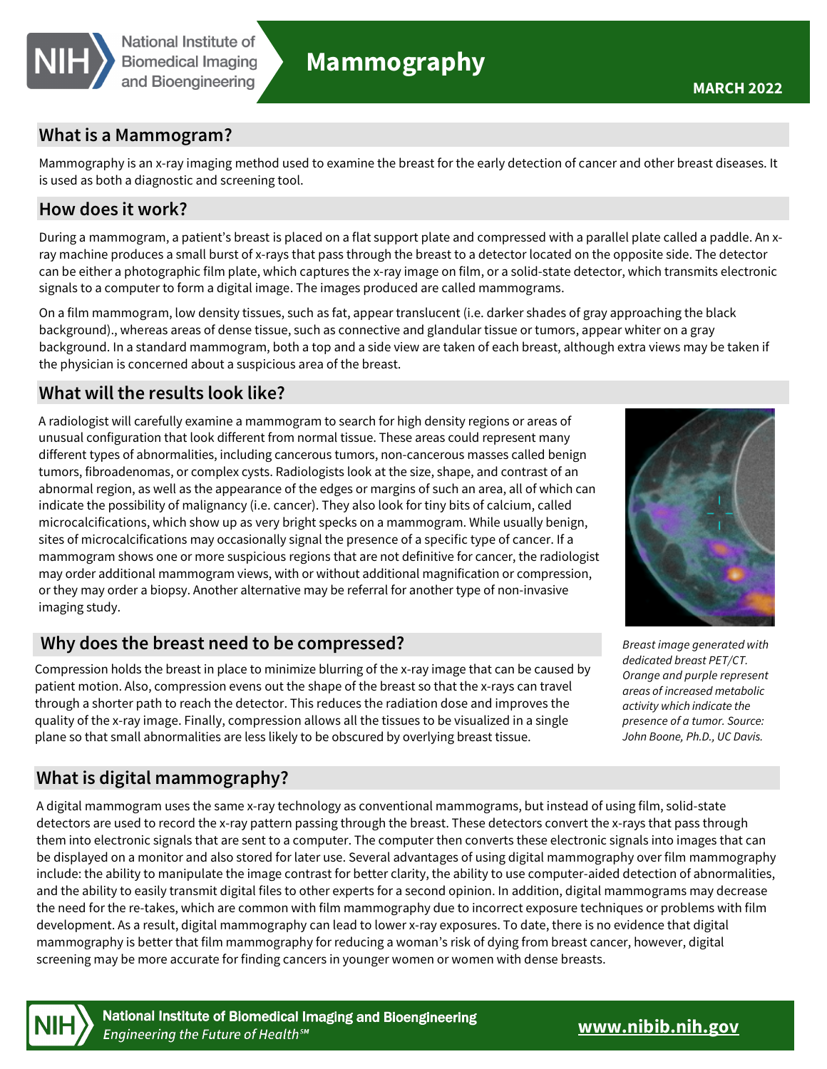# Mammography

MARCH 2022

## What is a Mammogram?

Mammography is an x-ray imaging method used to examine the breast for the early detection of cancer and other breast diseases. It is used as both a diagnostic and screening tool.

## How does it work?

During a mammogram, a patient's breast is placed on a flat support plate and compressed with a parallel plate called a paddle. An x-ray machine produces a small burst of x-rays that pass through the breast to a detector located on the opposite side. The detector can be either a photographic film plate, which captures the x-ray image on film, or a solid-state detector, which transmits electronic signals to a computer to form a digital image. The images produced are called mammograms.

On a film mammogram, low density tissues, such as fat, appear translucent (i.e. darker shades of gray approaching the black background)., whereas areas of dense tissue, such as connective and glandular tissue or tumors, appear whiter on a gray background. In a standard mammogram, both a top and a side view are taken of each breast, although extra views may be taken if the physician is concerned about a suspicious area of the breast.

## What will the results look like?

A radiologist will carefully examine a mammogram to search for high density regions or areas of unusual configuration that look different from normal tissue. These areas could represent many different types of abnormalities, including cancerous tumors, non-cancerous masses called benign tumors, fibroadenomas, or complex cysts. Radiologists look at the size, shape, and contrast of an abnormal region, as well as the appearance of the edges or margins of such an area, all of which can indicate the possibility of malignancy (i.e. cancer). They also look for tiny bits of calcium, called microcalcifications, which show up as very bright specks on a mammogram. While usually benign, sites of microcalcifications may occasionally signal the presence of a specific type of cancer. If a mammogram shows one or more suspicious regions that are not definitive for cancer, the radiologist may order additional mammogram views, with or without additional magnification or compression, or they may order a biopsy. Another alternative may be referral for another type of non-invasive imaging study.

*Breast image generated with dedicated breast PET/CT. Orange and purple represent areas of increased metabolic activity which indicate the presence of a tumor. Source: John Boone, Ph.D., UC Davis.*

## Why does the breast need to be compressed?

Compression holds the breast in place to minimize blurring of the x-ray image that can be caused by patient motion. Also, compression evens out the shape of the breast so that the x-rays can travel through a shorter path to reach the detector. This reduces the radiation dose and improves the quality of the x-ray image. Finally, compression allows all the tissues to be visualized in a single plane so that small abnormalities are less likely to be obscured by overlying breast tissue.

## What is digital mammography?

A digital mammogram uses the same x-ray technology as conventional mammograms, but instead of using film, solid-state detectors are used to record the x-ray pattern passing through the breast. These detectors convert the x-rays that pass through them into electronic signals that are sent to a computer. The computer then converts these electronic signals into images that can be displayed on a monitor and also stored for later use. Several advantages of using digital mammography over film mammography include: the ability to manipulate the image contrast for better clarity, the ability to use computer-aided detection of abnormalities, and the ability to easily transmit digital files to other experts for a second opinion. In addition, digital mammograms may decrease the need for the re-takes, which are common with film mammography due to incorrect exposure techniques or problems with film development. As a result, digital mammography can lead to lower x-ray exposures. To date, there is no evidence that digital mammography is better that film mammography for reducing a woman's risk of dying from breast cancer, however, digital screening may be more accurate for finding cancers in younger women or women with dense breasts.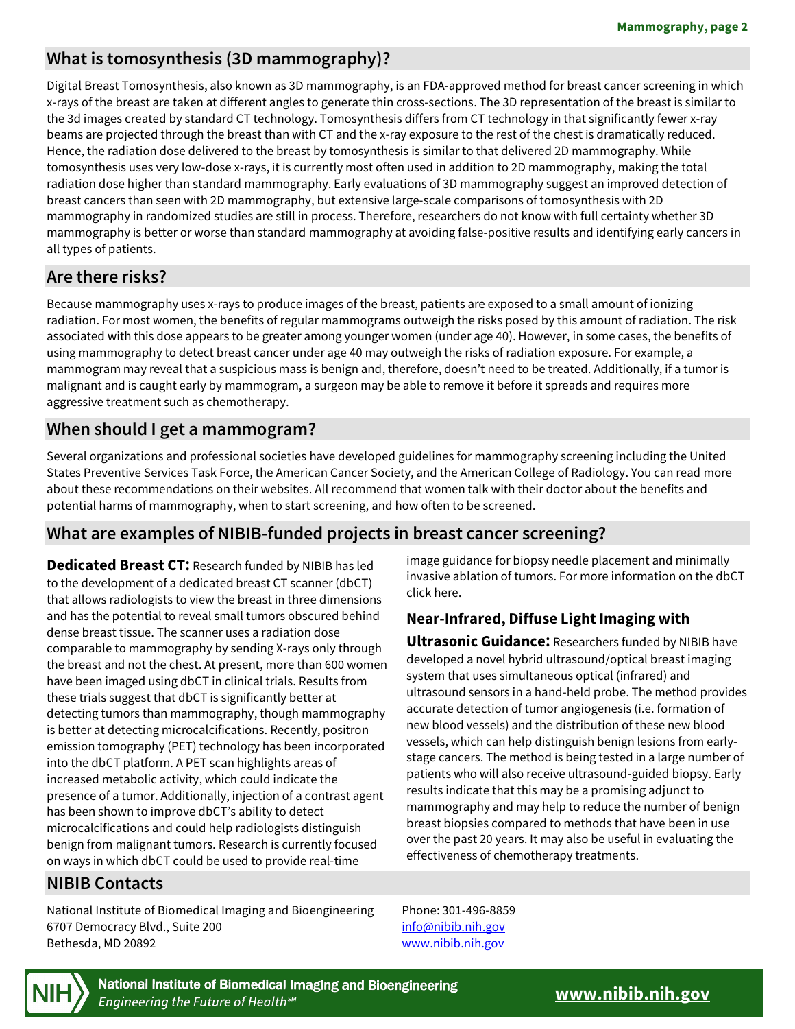## What is tomosynthesis (3D mammography)?

Digital Breast Tomosynthesis, also known as 3D mammography, is an FDA-approved method for breast cancer screening in which x-rays of the breast are taken at different angles to generate thin cross-sections. The 3D representation of the breast is similar to the 3d images created by standard CT technology. Tomosynthesis differs from CT technology in that significantly fewer x-ray beams are projected through the breast than with CT and the x-ray exposure to the rest of the chest is dramatically reduced. Hence, the radiation dose delivered to the breast by tomosynthesis is similar to that delivered 2D mammography. While tomosynthesis uses very low-dose x-rays, it is currently most often used in addition to 2D mammography, making the total radiation dose higher than standard mammography. Early evaluations of 3D mammography suggest an improved detection of breast cancers than seen with 2D mammography, but extensive large-scale comparisons of tomosynthesis with 2D mammography in randomized studies are still in process. Therefore, researchers do not know with full certainty whether 3D mammography is better or worse than standard mammography at avoiding false-positive results and identifying early cancers in all types of patients.

## Are there risks?

Because mammography uses x-rays to produce images of the breast, patients are exposed to a small amount of ionizing radiation. For most women, the benefits of regular mammograms outweigh the risks posed by this amount of radiation. The risk associated with this dose appears to be greater among younger women (under age 40). However, in some cases, the benefits of using mammography to detect breast cancer under age 40 may outweigh the risks of radiation exposure. For example, a mammogram may reveal that a suspicious mass is benign and, therefore, doesn't need to be treated. Additionally, if a tumor is malignant and is caught early by mammogram, a surgeon may be able to remove it before it spreads and requires more aggressive treatment such as chemotherapy.

## When should I get a mammogram?

Several organizations and professional societies have developed guidelines for mammography screening including the United States Preventive Services Task Force, the American Cancer Society, and the American College of Radiology. You can read more about these recommendations on their websites. All recommend that women talk with their doctor about the benefits and potential harms of mammography, when to start screening, and how often to be screened.

## What are examples of NIBIB-funded projects in breast cancer screening?

**Dedicated Breast CT:** Research funded by NIBIB has led to the development of a dedicated breast CT scanner (dbCT) that allows radiologists to view the breast in three dimensions and has the potential to reveal small tumors obscured behind dense breast tissue. The scanner uses a radiation dose comparable to mammography by sending X-rays only through the breast and not the chest. At present, more than 600 women have been imaged using dbCT in clinical trials. Results from these trials suggest that dbCT is significantly better at detecting tumors than mammography, though mammography is better at detecting microcalcifications. Recently, positron emission tomography (PET) technology has been incorporated into the dbCT platform. A PET scan highlights areas of increased metabolic activity, which could indicate the presence of a tumor. Additionally, injection of a contrast agent has been shown to improve dbCT's ability to detect microcalcifications and could help radiologists distinguish benign from malignant tumors. Research is currently focused on ways in which dbCT could be used to provide real-time image guidance for biopsy needle placement and minimally invasive ablation of tumors. For more information on the dbCT click here.

**Near-Infrared, Diffuse Light Imaging with Ultrasonic Guidance:** Researchers funded by NIBIB have developed a novel hybrid ultrasound/optical breast imaging system that uses simultaneous optical (infrared) and ultrasound sensors in a hand-held probe. The method provides accurate detection of tumor angiogenesis (i.e. formation of new blood vessels) and the distribution of these new blood vessels, which can help distinguish benign lesions from early-stage cancers. The method is being tested in a large number of patients who will also receive ultrasound-guided biopsy. Early results indicate that this may be a promising adjunct to mammography and may help to reduce the number of benign breast biopsies compared to methods that have been in use over the past 20 years. It may also be useful in evaluating the effectiveness of chemotherapy treatments.

## NIBIB Contacts

National Institute of Biomedical Imaging and Bioengineering
6707 Democracy Blvd., Suite 200
Bethesda, MD 20892

Phone: 301-496-8859
info@nibib.nih.gov
www.nibib.nih.gov